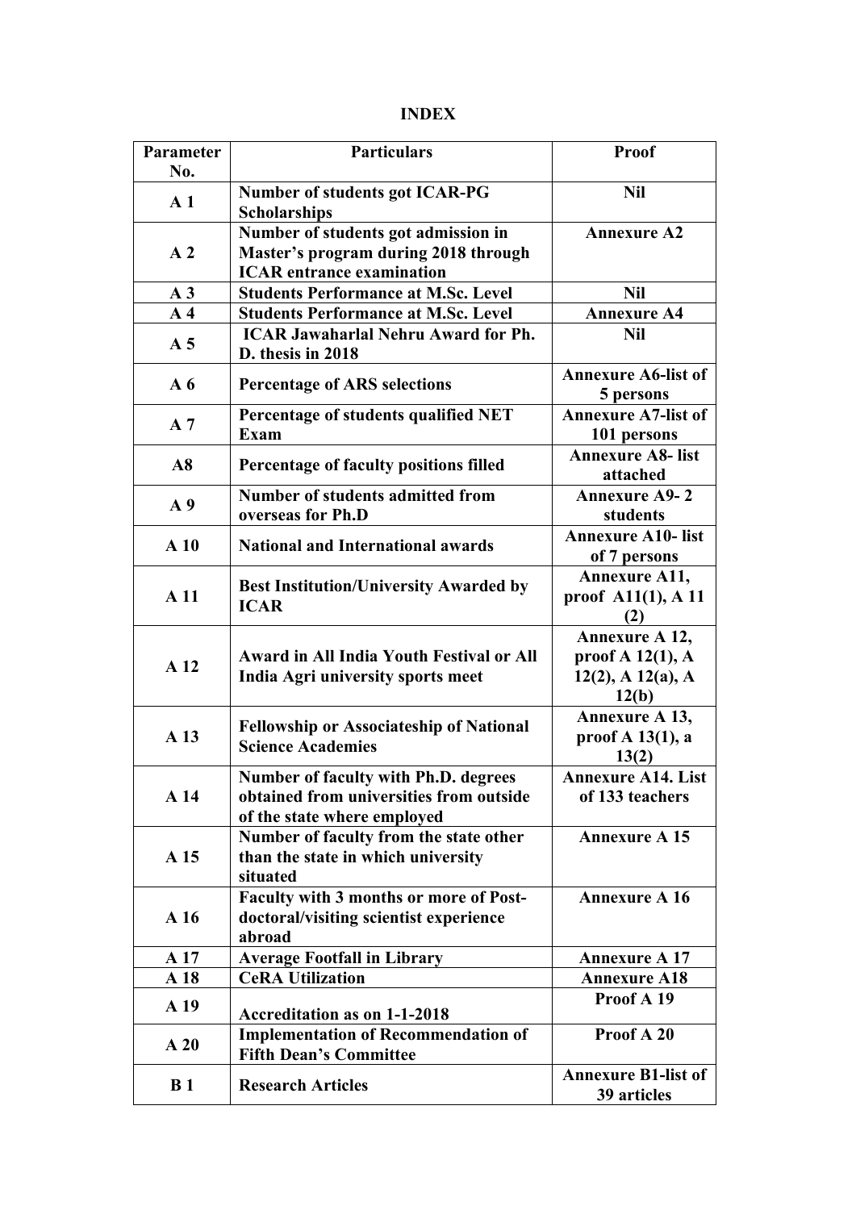# INDEX

| Parameter No. | Particulars | Proof |
|---|---|---|
| A 1 | Number of students got ICAR-PG Scholarships | Nil |
| A 2 | Number of students got admission in Master's program during 2018 through ICAR entrance examination | Annexure A2 |
| A 3 | Students Performance at M.Sc. Level | Nil |
| A 4 | Students Performance at M.Sc. Level | Annexure A4 |
| A 5 | ICAR Jawaharlal Nehru Award for Ph. D. thesis in 2018 | Nil |
| A 6 | Percentage of ARS selections | Annexure A6-list of 5 persons |
| A 7 | Percentage of students qualified NET Exam | Annexure A7-list of 101 persons |
| A8 | Percentage of faculty positions filled | Annexure A8- list attached |
| A 9 | Number of students admitted from overseas for Ph.D | Annexure A9- 2 students |
| A 10 | National and International awards | Annexure A10- list of 7 persons |
| A 11 | Best Institution/University Awarded by ICAR | Annexure A11, proof A11(1), A 11 (2) |
| A 12 | Award in All India Youth Festival or All India Agri university sports meet | Annexure A 12, proof A 12(1), A 12(2), A 12(a), A 12(b) |
| A 13 | Fellowship or Associateship of National Science Academies | Annexure A 13, proof A 13(1), a 13(2) |
| A 14 | Number of faculty with Ph.D. degrees obtained from universities from outside of the state where employed | Annexure A14. List of 133 teachers |
| A 15 | Number of faculty from the state other than the state in which university situated | Annexure A 15 |
| A 16 | Faculty with 3 months or more of Post-doctoral/visiting scientist experience abroad | Annexure A 16 |
| A 17 | Average Footfall in Library | Annexure A 17 |
| A 18 | CeRA Utilization | Annexure A18 |
| A 19 | Accreditation as on 1-1-2018 | Proof A 19 |
| A 20 | Implementation of Recommendation of Fifth Dean's Committee | Proof A 20 |
| B 1 | Research Articles | Annexure B1-list of 39 articles |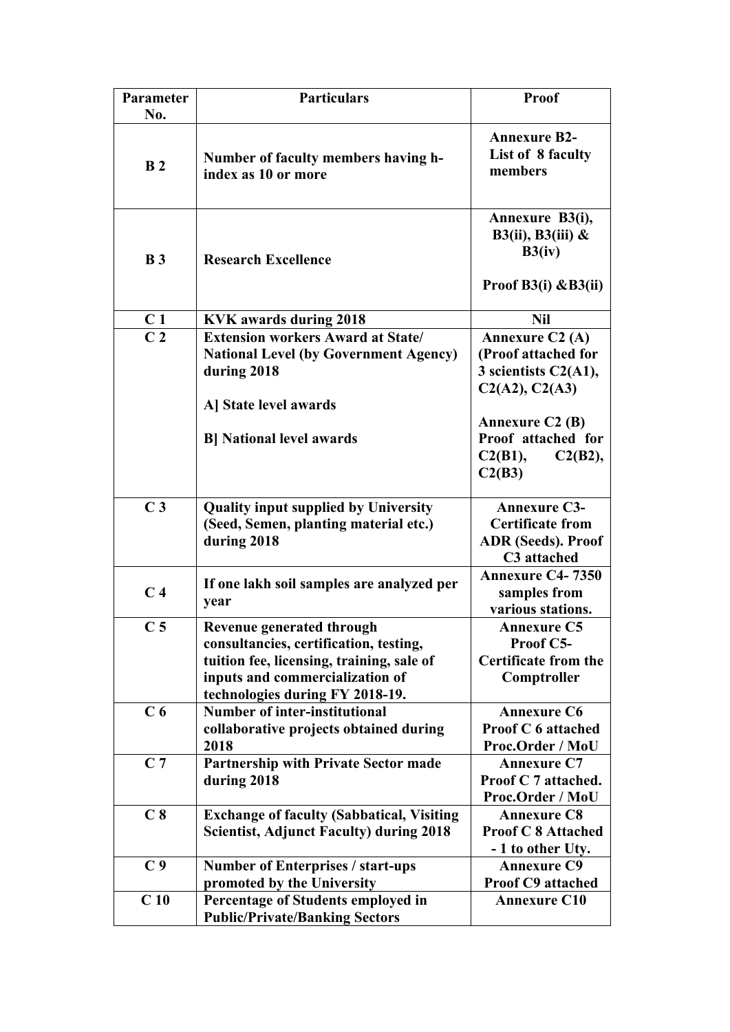| Parameter No. | Particulars | Proof |
|---|---|---|
| **B 2** | **Number of faculty members having h-index as 10 or more** | **Annexure B2- List of 8 faculty members** |
| **B 3** | **Research Excellence** | **Annexure B3(i), B3(ii), B3(iii) & B3(iv)** <br> **Proof B3(i) &B3(ii)** |
| **C 1** | **KVK awards during 2018** | **Nil** |
| **C 2** | **Extension workers Award at State/ National Level (by Government Agency) during 2018** <br> **A] State level awards** <br> **B] National level awards** | **Annexure C2 (A) (Proof attached for 3 scientists C2(A1), C2(A2), C2(A3)** <br> **Annexure C2 (B) Proof attached for C2(B1), C2(B2), C2(B3)** |
| **C 3** | **Quality input supplied by University (Seed, Semen, planting material etc.) during 2018** | **Annexure C3- Certificate from ADR (Seeds). Proof C3 attached** |
| **C 4** | **If one lakh soil samples are analyzed per year** | **Annexure C4- 7350 samples from various stations.** |
| **C 5** | **Revenue generated through consultancies, certification, testing, tuition fee, licensing, training, sale of inputs and commercialization of technologies during FY 2018-19.** | **Annexure C5 Proof C5- Certificate from the Comptroller** |
| **C 6** | **Number of inter-institutional collaborative projects obtained during 2018** | **Annexure C6 Proof C 6 attached Proc.Order / MoU** |
| **C 7** | **Partnership with Private Sector made during 2018** | **Annexure C7 Proof C 7 attached. Proc.Order / MoU** |
| **C 8** | **Exchange of faculty (Sabbatical, Visiting Scientist, Adjunct Faculty) during 2018** | **Annexure C8 Proof C 8 Attached - 1 to other Uty.** |
| **C 9** | **Number of Enterprises / start-ups promoted by the University** | **Annexure C9 Proof C9 attached** |
| **C 10** | **Percentage of Students employed in Public/Private/Banking Sectors** | **Annexure C10** |